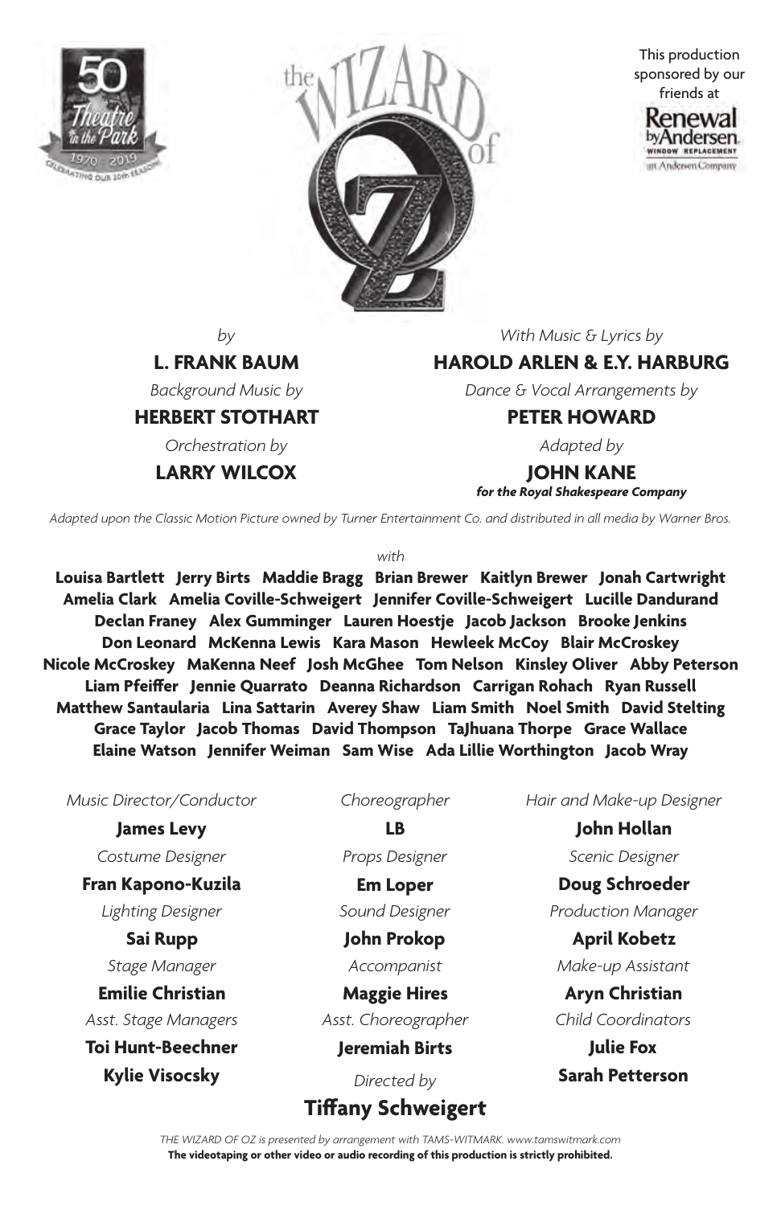# the WIZARD of OZ

This production sponsored by our friends at Renewal by Andersen

*by*

**L. FRANK BAUM**

*With Music & Lyrics by*

**HAROLD ARLEN & E.Y. HARBURG**

*Background Music by*

**HERBERT STOTHART**

*Dance & Vocal Arrangements by*

**PETER HOWARD**

*Orchestration by*

**LARRY WILCOX**

*Adapted by*

**JOHN KANE**

***for the Royal Shakespeare Company***

*Adapted upon the Classic Motion Picture owned by Turner Entertainment Co. and distributed in all media by Warner Bros.*

*with*

**Louisa Bartlett Jerry Birts Maddie Bragg Brian Brewer Kaitlyn Brewer Jonah Cartwright Amelia Clark Amelia Coville-Schweigert Jennifer Coville-Schweigert Lucille Dandurand Declan Franey Alex Gumminger Lauren Hoestje Jacob Jackson Brooke Jenkins Don Leonard McKenna Lewis Kara Mason Hewleek McCoy Blair McCroskey Nicole McCroskey MaKenna Neef Josh McGhee Tom Nelson Kinsley Oliver Abby Peterson Liam Pfeiffer Jennie Quarrato Deanna Richardson Carrigan Rohach Ryan Russell Matthew Santaularia Lina Sattarin Averey Shaw Liam Smith Noel Smith David Stelting Grace Taylor Jacob Thomas David Thompson TaJhuana Thorpe Grace Wallace Elaine Watson Jennifer Weiman Sam Wise Ada Lillie Worthington Jacob Wray**

*Music Director/Conductor*
**James Levy**

*Choreographer*
**LB**

*Hair and Make-up Designer*
**John Hollan**

*Costume Designer*
**Fran Kapono-Kuzila**

*Props Designer*
**Em Loper**

*Scenic Designer*
**Doug Schroeder**

*Lighting Designer*
**Sai Rupp**

*Sound Designer*
**John Prokop**

*Production Manager*
**April Kobetz**

*Stage Manager*
**Emilie Christian**

*Accompanist*
**Maggie Hires**

*Make-up Assistant*
**Aryn Christian**

*Asst. Stage Managers*
**Toi Hunt-Beechner**
**Kylie Visocsky**

*Asst. Choreographer*
**Jeremiah Birts**

*Child Coordinators*
**Julie Fox**
**Sarah Petterson**

*Directed by*
**Tiffany Schweigert**

*THE WIZARD OF OZ is presented by arrangement with TAMS-WITMARK. www.tamswitmark.com*

**The videotaping or other video or audio recording of this production is strictly prohibited.**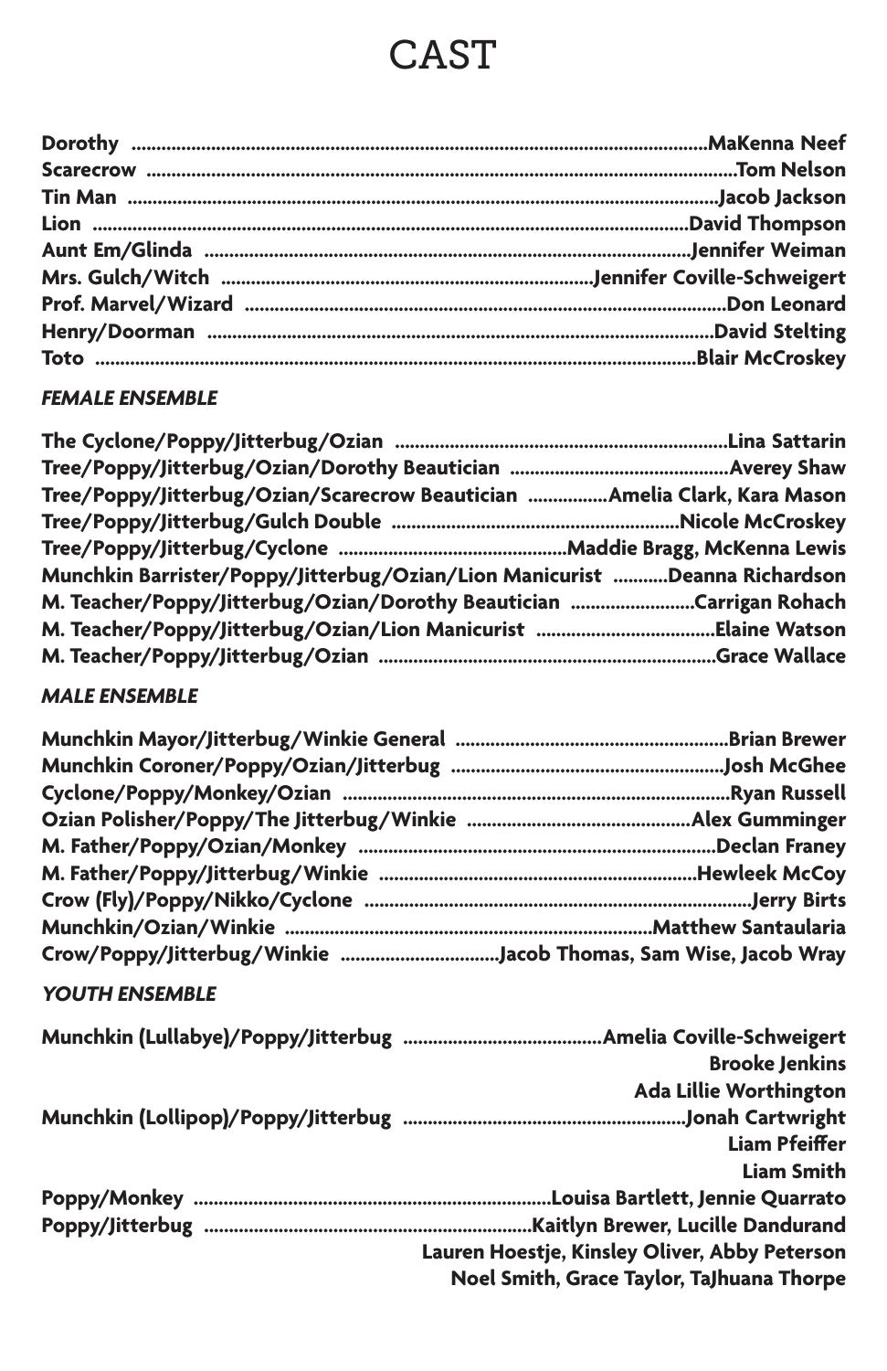# CAST

**Dorothy** ........ **MaKenna Neef**
**Scarecrow** ........ **Tom Nelson**
**Tin Man** ........ **Jacob Jackson**
**Lion** ........ **David Thompson**
**Aunt Em/Glinda** ........ **Jennifer Weiman**
**Mrs. Gulch/Witch** ........ **Jennifer Coville-Schweigert**
**Prof. Marvel/Wizard** ........ **Don Leonard**
**Henry/Doorman** ........ **David Stelting**
**Toto** ........ **Blair McCroskey**

### *FEMALE ENSEMBLE*

**The Cyclone/Poppy/Jitterbug/Ozian** ........ **Lina Sattarin**
**Tree/Poppy/Jitterbug/Ozian/Dorothy Beautician** ........ **Averey Shaw**
**Tree/Poppy/Jitterbug/Ozian/Scarecrow Beautician** ........ **Amelia Clark, Kara Mason**
**Tree/Poppy/Jitterbug/Gulch Double** ........ **Nicole McCroskey**
**Tree/Poppy/Jitterbug/Cyclone** ........ **Maddie Bragg, McKenna Lewis**
**Munchkin Barrister/Poppy/Jitterbug/Ozian/Lion Manicurist** ........ **Deanna Richardson**
**M. Teacher/Poppy/Jitterbug/Ozian/Dorothy Beautician** ........ **Carrigan Rohach**
**M. Teacher/Poppy/Jitterbug/Ozian/Lion Manicurist** ........ **Elaine Watson**
**M. Teacher/Poppy/Jitterbug/Ozian** ........ **Grace Wallace**

### *MALE ENSEMBLE*

**Munchkin Mayor/Jitterbug/Winkie General** ........ **Brian Brewer**
**Munchkin Coroner/Poppy/Ozian/Jitterbug** ........ **Josh McGhee**
**Cyclone/Poppy/Monkey/Ozian** ........ **Ryan Russell**
**Ozian Polisher/Poppy/The Jitterbug/Winkie** ........ **Alex Gumminger**
**M. Father/Poppy/Ozian/Monkey** ........ **Declan Franey**
**M. Father/Poppy/Jitterbug/Winkie** ........ **Hewleek McCoy**
**Crow (Fly)/Poppy/Nikko/Cyclone** ........ **Jerry Birts**
**Munchkin/Ozian/Winkie** ........ **Matthew Santaularia**
**Crow/Poppy/Jitterbug/Winkie** ........ **Jacob Thomas, Sam Wise, Jacob Wray**

### *YOUTH ENSEMBLE*

**Munchkin (Lullabye)/Poppy/Jitterbug** ........ **Amelia Coville-Schweigert**
**Brooke Jenkins**
**Ada Lillie Worthington**
**Munchkin (Lollipop)/Poppy/Jitterbug** ........ **Jonah Cartwright**
**Liam Pfeiffer**
**Liam Smith**
**Poppy/Monkey** ........ **Louisa Bartlett, Jennie Quarrato**
**Poppy/Jitterbug** ........ **Kaitlyn Brewer, Lucille Dandurand**
**Lauren Hoestje, Kinsley Oliver, Abby Peterson**
**Noel Smith, Grace Taylor, TaJhuana Thorpe**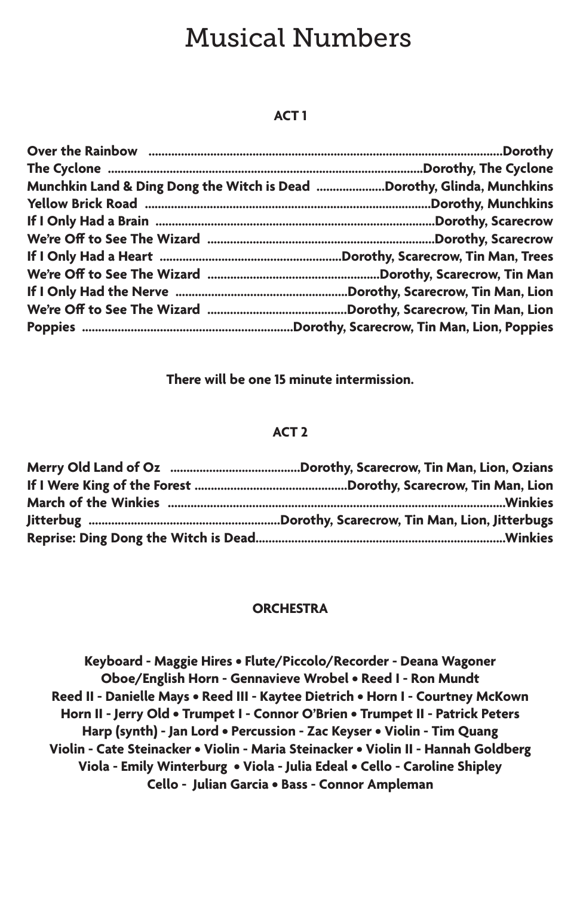# Musical Numbers

## ACT 1

**Over the Rainbow** ........ **Dorothy**
**The Cyclone** ........ **Dorothy, The Cyclone**
**Munchkin Land & Ding Dong the Witch is Dead** ........ **Dorothy, Glinda, Munchkins**
**Yellow Brick Road** ........ **Dorothy, Munchkins**
**If I Only Had a Brain** ........ **Dorothy, Scarecrow**
**We're Off to See The Wizard** ........ **Dorothy, Scarecrow**
**If I Only Had a Heart** ........ **Dorothy, Scarecrow, Tin Man, Trees**
**We're Off to See The Wizard** ........ **Dorothy, Scarecrow, Tin Man**
**If I Only Had the Nerve** ........ **Dorothy, Scarecrow, Tin Man, Lion**
**We're Off to See The Wizard** ........ **Dorothy, Scarecrow, Tin Man, Lion**
**Poppies** ........ **Dorothy, Scarecrow, Tin Man, Lion, Poppies**

**There will be one 15 minute intermission.**

## ACT 2

**Merry Old Land of Oz** ........ **Dorothy, Scarecrow, Tin Man, Lion, Ozians**
**If I Were King of the Forest** ........ **Dorothy, Scarecrow, Tin Man, Lion**
**March of the Winkies** ........ **Winkies**
**Jitterbug** ........ **Dorothy, Scarecrow, Tin Man, Lion, Jitterbugs**
**Reprise: Ding Dong the Witch is Dead** ........ **Winkies**

## ORCHESTRA

**Keyboard - Maggie Hires • Flute/Piccolo/Recorder - Deana Wagoner**
**Oboe/English Horn - Gennavieve Wrobel • Reed I - Ron Mundt**
**Reed II - Danielle Mays • Reed III - Kaytee Dietrich • Horn I - Courtney McKown**
**Horn II - Jerry Old • Trumpet I - Connor O'Brien • Trumpet II - Patrick Peters**
**Harp (synth) - Jan Lord • Percussion - Zac Keyser • Violin - Tim Quang**
**Violin - Cate Steinacker • Violin - Maria Steinacker • Violin II - Hannah Goldberg**
**Viola - Emily Winterburg • Viola - Julia Edeal • Cello - Caroline Shipley**
**Cello - Julian Garcia • Bass - Connor Ampleman**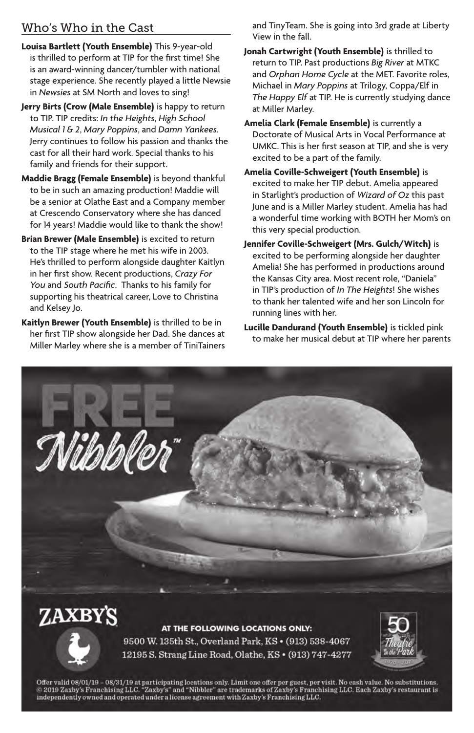## Who's Who in the Cast

**Louisa Bartlett (Youth Ensemble)** This 9-year-old is thrilled to perform at TIP for the first time! She is an award-winning dancer/tumbler with national stage experience. She recently played a little Newsie in *Newsies* at SM North and loves to sing!

**Jerry Birts (Crow (Male Ensemble)** is happy to return to TIP. TIP credits: *In the Heights*, *High School Musical 1 & 2*, *Mary Poppins*, and *Damn Yankees*. Jerry continues to follow his passion and thanks the cast for all their hard work. Special thanks to his family and friends for their support.

**Maddie Bragg (Female Ensemble)** is beyond thankful to be in such an amazing production! Maddie will be a senior at Olathe East and a Company member at Crescendo Conservatory where she has danced for 14 years! Maddie would like to thank the show!

**Brian Brewer (Male Ensemble)** is excited to return to the TIP stage where he met his wife in 2003. He's thrilled to perform alongside daughter Kaitlyn in her first show. Recent productions, *Crazy For You* and *South Pacific*. Thanks to his family for supporting his theatrical career, Love to Christina and Kelsey Jo.

**Kaitlyn Brewer (Youth Ensemble)** is thrilled to be in her first TIP show alongside her Dad. She dances at Miller Marley where she is a member of TiniTainers and TinyTeam. She is going into 3rd grade at Liberty View in the fall.

**Jonah Cartwright (Youth Ensemble)** is thrilled to return to TIP. Past productions *Big River* at MTKC and *Orphan Home Cycle* at the MET. Favorite roles, Michael in *Mary Poppins* at Trilogy, Coppa/Elf in *The Happy Elf* at TIP. He is currently studying dance at Miller Marley.

**Amelia Clark (Female Ensemble)** is currently a Doctorate of Musical Arts in Vocal Performance at UMKC. This is her first season at TIP, and she is very excited to be a part of the family.

**Amelia Coville-Schweigert (Youth Ensemble)** is excited to make her TIP debut. Amelia appeared in Starlight's production of *Wizard of Oz* this past June and is a Miller Marley student. Amelia has had a wonderful time working with BOTH her Mom's on this very special production.

**Jennifer Coville-Schweigert (Mrs. Gulch/Witch)** is excited to be performing alongside her daughter Amelia! She has performed in productions around the Kansas City area. Most recent role, "Daniela" in TIP's production of *In The Heights*! She wishes to thank her talented wife and her son Lincoln for running lines with her.

**Lucille Dandurand (Youth Ensemble)** is tickled pink to make her musical debut at TIP where her parents

FREE Nibbler™

ZAXBY'S

AT THE FOLLOWING LOCATIONS ONLY:
9500 W. 135th St., Overland Park, KS • (913) 538-4067
12195 S. Strang Line Road, Olathe, KS • (913) 747-4277

Offer valid 08/01/19 – 08/31/19 at participating locations only. Limit one offer per guest, per visit. No cash value. No substitutions. © 2019 Zaxby's Franchising LLC. "Zaxby's" and "Nibbler" are trademarks of Zaxby's Franchising LLC. Each Zaxby's restaurant is independently owned and operated under a license agreement with Zaxby's Franchising LLC.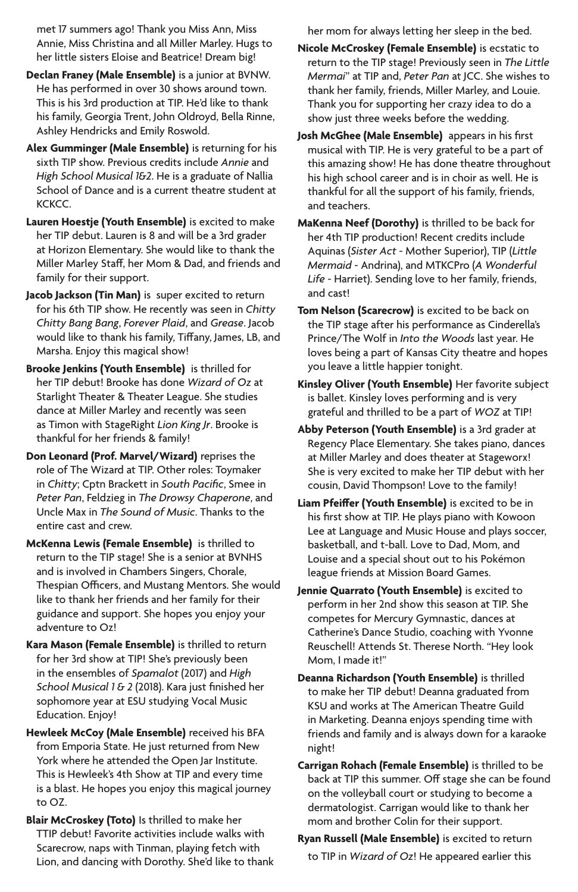met 17 summers ago! Thank you Miss Ann, Miss Annie, Miss Christina and all Miller Marley. Hugs to her little sisters Eloise and Beatrice! Dream big!

**Declan Franey (Male Ensemble)** is a junior at BVNW. He has performed in over 30 shows around town. This is his 3rd production at TIP. He'd like to thank his family, Georgia Trent, John Oldroyd, Bella Rinne, Ashley Hendricks and Emily Roswold.

**Alex Gumminger (Male Ensemble)** is returning for his sixth TIP show. Previous credits include *Annie* and *High School Musical 1&2*. He is a graduate of Nallia School of Dance and is a current theatre student at KCKCC.

**Lauren Hoestje (Youth Ensemble)** is excited to make her TIP debut. Lauren is 8 and will be a 3rd grader at Horizon Elementary. She would like to thank the Miller Marley Staff, her Mom & Dad, and friends and family for their support.

**Jacob Jackson (Tin Man)** is super excited to return for his 6th TIP show. He recently was seen in *Chitty Chitty Bang Bang*, *Forever Plaid*, and *Grease*. Jacob would like to thank his family, Tiffany, James, LB, and Marsha. Enjoy this magical show!

**Brooke Jenkins (Youth Ensemble)** is thrilled for her TIP debut! Brooke has done *Wizard of Oz* at Starlight Theater & Theater League. She studies dance at Miller Marley and recently was seen as Timon with StageRight *Lion King Jr*. Brooke is thankful for her friends & family!

**Don Leonard (Prof. Marvel/Wizard)** reprises the role of The Wizard at TIP. Other roles: Toymaker in *Chitty*; Cptn Brackett in *South Pacific*, Smee in *Peter Pan*, Feldzieg in *The Drowsy Chaperone*, and Uncle Max in *The Sound of Music*. Thanks to the entire cast and crew.

**McKenna Lewis (Female Ensemble)** is thrilled to return to the TIP stage! She is a senior at BVNHS and is involved in Chambers Singers, Chorale, Thespian Officers, and Mustang Mentors. She would like to thank her friends and her family for their guidance and support. She hopes you enjoy your adventure to Oz!

**Kara Mason (Female Ensemble)** is thrilled to return for her 3rd show at TIP! She's previously been in the ensembles of *Spamalot* (2017) and *High School Musical 1 & 2* (2018). Kara just finished her sophomore year at ESU studying Vocal Music Education. Enjoy!

**Hewleek McCoy (Male Ensemble)** received his BFA from Emporia State. He just returned from New York where he attended the Open Jar Institute. This is Hewleek's 4th Show at TIP and every time is a blast. He hopes you enjoy this magical journey to OZ.

**Blair McCroskey (Toto)** Is thrilled to make her TTIP debut! Favorite activities include walks with Scarecrow, naps with Tinman, playing fetch with Lion, and dancing with Dorothy. She'd like to thank her mom for always letting her sleep in the bed.

**Nicole McCroskey (Female Ensemble)** is ecstatic to return to the TIP stage! Previously seen in *The Little Mermai*" at TIP and, *Peter Pan* at JCC. She wishes to thank her family, friends, Miller Marley, and Louie. Thank you for supporting her crazy idea to do a show just three weeks before the wedding.

**Josh McGhee (Male Ensemble)** appears in his first musical with TIP. He is very grateful to be a part of this amazing show! He has done theatre throughout his high school career and is in choir as well. He is thankful for all the support of his family, friends, and teachers.

**MaKenna Neef (Dorothy)** is thrilled to be back for her 4th TIP production! Recent credits include Aquinas (*Sister Act* - Mother Superior), TIP (*Little Mermaid* - Andrina), and MTKCPro (*A Wonderful Life* - Harriet). Sending love to her family, friends, and cast!

**Tom Nelson (Scarecrow)** is excited to be back on the TIP stage after his performance as Cinderella's Prince/The Wolf in *Into the Woods* last year. He loves being a part of Kansas City theatre and hopes you leave a little happier tonight.

**Kinsley Oliver (Youth Ensemble)** Her favorite subject is ballet. Kinsley loves performing and is very grateful and thrilled to be a part of *WOZ* at TIP!

**Abby Peterson (Youth Ensemble)** is a 3rd grader at Regency Place Elementary. She takes piano, dances at Miller Marley and does theater at Stageworx! She is very excited to make her TIP debut with her cousin, David Thompson! Love to the family!

**Liam Pfeiffer (Youth Ensemble)** is excited to be in his first show at TIP. He plays piano with Kowoon Lee at Language and Music House and plays soccer, basketball, and t-ball. Love to Dad, Mom, and Louise and a special shout out to his Pokémon league friends at Mission Board Games.

**Jennie Quarrato (Youth Ensemble)** is excited to perform in her 2nd show this season at TIP. She competes for Mercury Gymnastic, dances at Catherine's Dance Studio, coaching with Yvonne Reuschell! Attends St. Therese North. "Hey look Mom, I made it!"

**Deanna Richardson (Youth Ensemble)** is thrilled to make her TIP debut! Deanna graduated from KSU and works at The American Theatre Guild in Marketing. Deanna enjoys spending time with friends and family and is always down for a karaoke night!

**Carrigan Rohach (Female Ensemble)** is thrilled to be back at TIP this summer. Off stage she can be found on the volleyball court or studying to become a dermatologist. Carrigan would like to thank her mom and brother Colin for their support.

**Ryan Russell (Male Ensemble)** is excited to return to TIP in *Wizard of Oz*! He appeared earlier this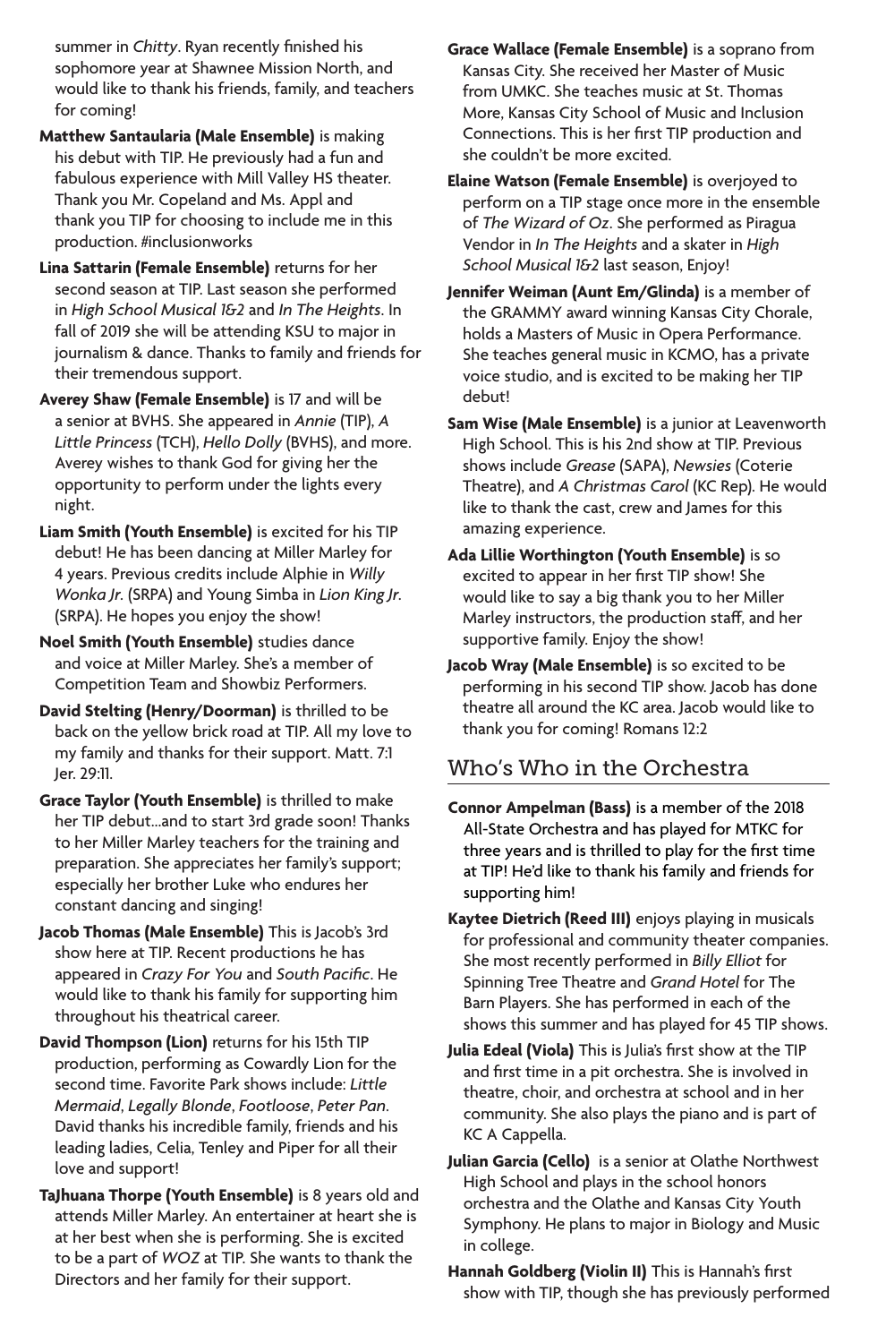summer in *Chitty*. Ryan recently finished his sophomore year at Shawnee Mission North, and would like to thank his friends, family, and teachers for coming!

**Matthew Santaularia (Male Ensemble)** is making his debut with TIP. He previously had a fun and fabulous experience with Mill Valley HS theater. Thank you Mr. Copeland and Ms. Appl and thank you TIP for choosing to include me in this production. #inclusionworks

**Lina Sattarin (Female Ensemble)** returns for her second season at TIP. Last season she performed in *High School Musical 1&2* and *In The Heights*. In fall of 2019 she will be attending KSU to major in journalism & dance. Thanks to family and friends for their tremendous support.

**Averey Shaw (Female Ensemble)** is 17 and will be a senior at BVHS. She appeared in *Annie* (TIP), *A Little Princess* (TCH), *Hello Dolly* (BVHS), and more. Averey wishes to thank God for giving her the opportunity to perform under the lights every night.

**Liam Smith (Youth Ensemble)** is excited for his TIP debut! He has been dancing at Miller Marley for 4 years. Previous credits include Alphie in *Willy Wonka Jr.* (SRPA) and Young Simba in *Lion King Jr.* (SRPA). He hopes you enjoy the show!

**Noel Smith (Youth Ensemble)** studies dance and voice at Miller Marley. She's a member of Competition Team and Showbiz Performers.

**David Stelting (Henry/Doorman)** is thrilled to be back on the yellow brick road at TIP. All my love to my family and thanks for their support. Matt. 7:1 Jer. 29:11.

**Grace Taylor (Youth Ensemble)** is thrilled to make her TIP debut...and to start 3rd grade soon! Thanks to her Miller Marley teachers for the training and preparation. She appreciates her family's support; especially her brother Luke who endures her constant dancing and singing!

**Jacob Thomas (Male Ensemble)** This is Jacob's 3rd show here at TIP. Recent productions he has appeared in *Crazy For You* and *South Pacific*. He would like to thank his family for supporting him throughout his theatrical career.

**David Thompson (Lion)** returns for his 15th TIP production, performing as Cowardly Lion for the second time. Favorite Park shows include: *Little Mermaid*, *Legally Blonde*, *Footloose*, *Peter Pan*. David thanks his incredible family, friends and his leading ladies, Celia, Tenley and Piper for all their love and support!

**TaJhuana Thorpe (Youth Ensemble)** is 8 years old and attends Miller Marley. An entertainer at heart she is at her best when she is performing. She is excited to be a part of *WOZ* at TIP. She wants to thank the Directors and her family for their support.

**Grace Wallace (Female Ensemble)** is a soprano from Kansas City. She received her Master of Music from UMKC. She teaches music at St. Thomas More, Kansas City School of Music and Inclusion Connections. This is her first TIP production and she couldn't be more excited.

**Elaine Watson (Female Ensemble)** is overjoyed to perform on a TIP stage once more in the ensemble of *The Wizard of Oz*. She performed as Piragua Vendor in *In The Heights* and a skater in *High School Musical 1&2* last season, Enjoy!

**Jennifer Weiman (Aunt Em/Glinda)** is a member of the GRAMMY award winning Kansas City Chorale, holds a Masters of Music in Opera Performance. She teaches general music in KCMO, has a private voice studio, and is excited to be making her TIP debut!

**Sam Wise (Male Ensemble)** is a junior at Leavenworth High School. This is his 2nd show at TIP. Previous shows include *Grease* (SAPA), *Newsies* (Coterie Theatre), and *A Christmas Carol* (KC Rep). He would like to thank the cast, crew and James for this amazing experience.

**Ada Lillie Worthington (Youth Ensemble)** is so excited to appear in her first TIP show! She would like to say a big thank you to her Miller Marley instructors, the production staff, and her supportive family. Enjoy the show!

**Jacob Wray (Male Ensemble)** is so excited to be performing in his second TIP show. Jacob has done theatre all around the KC area. Jacob would like to thank you for coming! Romans 12:2

## Who's Who in the Orchestra

**Connor Ampelman (Bass)** is a member of the 2018 All-State Orchestra and has played for MTKC for three years and is thrilled to play for the first time at TIP! He'd like to thank his family and friends for supporting him!

**Kaytee Dietrich (Reed III)** enjoys playing in musicals for professional and community theater companies. She most recently performed in *Billy Elliot* for Spinning Tree Theatre and *Grand Hotel* for The Barn Players. She has performed in each of the shows this summer and has played for 45 TIP shows.

**Julia Edeal (Viola)** This is Julia's first show at the TIP and first time in a pit orchestra. She is involved in theatre, choir, and orchestra at school and in her community. She also plays the piano and is part of KC A Cappella.

**Julian Garcia (Cello)** is a senior at Olathe Northwest High School and plays in the school honors orchestra and the Olathe and Kansas City Youth Symphony. He plans to major in Biology and Music in college.

**Hannah Goldberg (Violin II)** This is Hannah's first show with TIP, though she has previously performed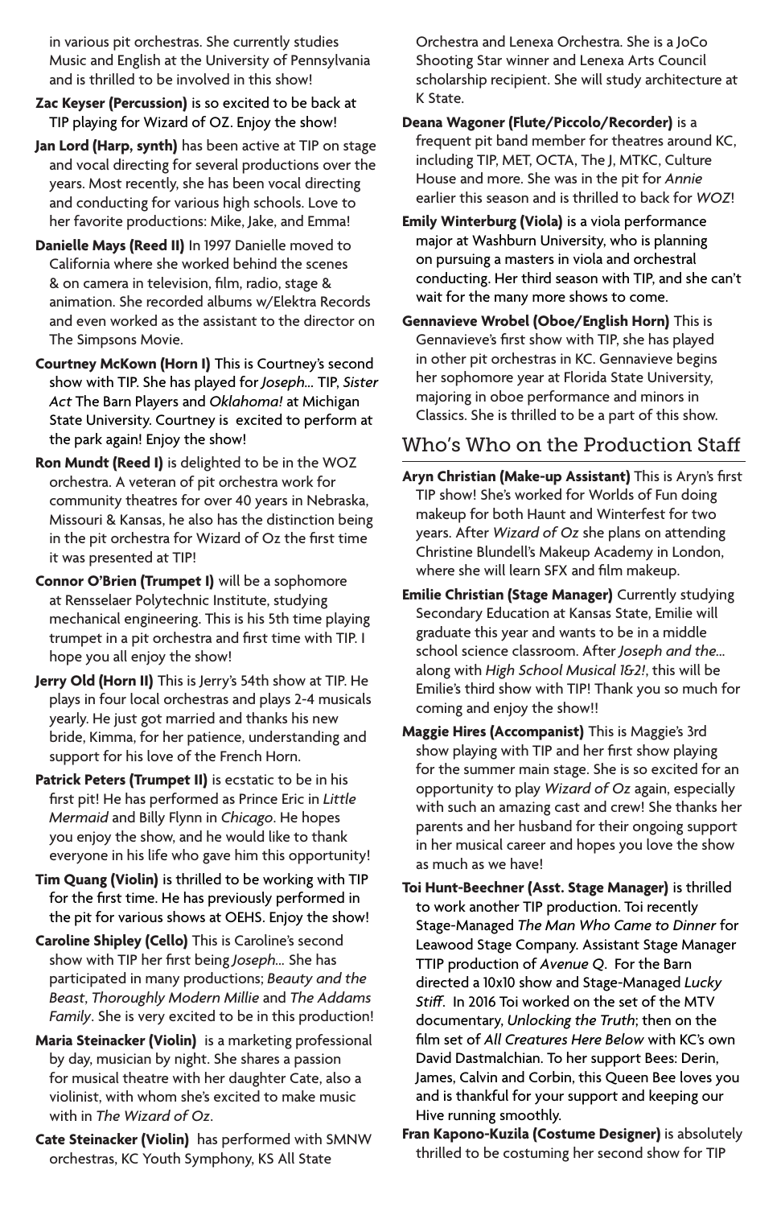in various pit orchestras. She currently studies Music and English at the University of Pennsylvania and is thrilled to be involved in this show!

**Zac Keyser (Percussion)** is so excited to be back at TIP playing for Wizard of OZ. Enjoy the show!

**Jan Lord (Harp, synth)** has been active at TIP on stage and vocal directing for several productions over the years. Most recently, she has been vocal directing and conducting for various high schools. Love to her favorite productions: Mike, Jake, and Emma!

**Danielle Mays (Reed II)** In 1997 Danielle moved to California where she worked behind the scenes & on camera in television, film, radio, stage & animation. She recorded albums w/Elektra Records and even worked as the assistant to the director on The Simpsons Movie.

**Courtney McKown (Horn I)** This is Courtney's second show with TIP. She has played for *Joseph...* TIP, *Sister Act* The Barn Players and *Oklahoma!* at Michigan State University. Courtney is excited to perform at the park again! Enjoy the show!

**Ron Mundt (Reed I)** is delighted to be in the WOZ orchestra. A veteran of pit orchestra work for community theatres for over 40 years in Nebraska, Missouri & Kansas, he also has the distinction being in the pit orchestra for Wizard of Oz the first time it was presented at TIP!

**Connor O'Brien (Trumpet I)** will be a sophomore at Rensselaer Polytechnic Institute, studying mechanical engineering. This is his 5th time playing trumpet in a pit orchestra and first time with TIP. I hope you all enjoy the show!

**Jerry Old (Horn II)** This is Jerry's 54th show at TIP. He plays in four local orchestras and plays 2-4 musicals yearly. He just got married and thanks his new bride, Kimma, for her patience, understanding and support for his love of the French Horn.

**Patrick Peters (Trumpet II)** is ecstatic to be in his first pit! He has performed as Prince Eric in *Little Mermaid* and Billy Flynn in *Chicago*. He hopes you enjoy the show, and he would like to thank everyone in his life who gave him this opportunity!

**Tim Quang (Violin)** is thrilled to be working with TIP for the first time. He has previously performed in the pit for various shows at OEHS. Enjoy the show!

**Caroline Shipley (Cello)** This is Caroline's second show with TIP her first being *Joseph...* She has participated in many productions; *Beauty and the Beast*, *Thoroughly Modern Millie* and *The Addams Family*. She is very excited to be in this production!

**Maria Steinacker (Violin)** is a marketing professional by day, musician by night. She shares a passion for musical theatre with her daughter Cate, also a violinist, with whom she's excited to make music with in *The Wizard of Oz*.

**Cate Steinacker (Violin)** has performed with SMNW orchestras, KC Youth Symphony, KS All State Orchestra and Lenexa Orchestra. She is a JoCo Shooting Star winner and Lenexa Arts Council scholarship recipient. She will study architecture at K State.

**Deana Wagoner (Flute/Piccolo/Recorder)** is a frequent pit band member for theatres around KC, including TIP, MET, OCTA, The J, MTKC, Culture House and more. She was in the pit for *Annie* earlier this season and is thrilled to back for *WOZ*!

**Emily Winterburg (Viola)** is a viola performance major at Washburn University, who is planning on pursuing a masters in viola and orchestral conducting. Her third season with TIP, and she can't wait for the many more shows to come.

**Gennavieve Wrobel (Oboe/English Horn)** This is Gennavieve's first show with TIP, she has played in other pit orchestras in KC. Gennavieve begins her sophomore year at Florida State University, majoring in oboe performance and minors in Classics. She is thrilled to be a part of this show.

## Who's Who on the Production Staff

**Aryn Christian (Make-up Assistant)** This is Aryn's first TIP show! She's worked for Worlds of Fun doing makeup for both Haunt and Winterfest for two years. After *Wizard of Oz* she plans on attending Christine Blundell's Makeup Academy in London, where she will learn SFX and film makeup.

**Emilie Christian (Stage Manager)** Currently studying Secondary Education at Kansas State, Emilie will graduate this year and wants to be in a middle school science classroom. After *Joseph and the...* along with *High School Musical 1&2!*, this will be Emilie's third show with TIP! Thank you so much for coming and enjoy the show!!

**Maggie Hires (Accompanist)** This is Maggie's 3rd show playing with TIP and her first show playing for the summer main stage. She is so excited for an opportunity to play *Wizard of Oz* again, especially with such an amazing cast and crew! She thanks her parents and her husband for their ongoing support in her musical career and hopes you love the show as much as we have!

**Toi Hunt-Beechner (Asst. Stage Manager)** is thrilled to work another TIP production. Toi recently Stage-Managed *The Man Who Came to Dinner* for Leawood Stage Company. Assistant Stage Manager TTIP production of *Avenue Q*. For the Barn directed a 10x10 show and Stage-Managed *Lucky Stiff*. In 2016 Toi worked on the set of the MTV documentary, *Unlocking the Truth*; then on the film set of *All Creatures Here Below* with KC's own David Dastmalchian. To her support Bees: Derin, James, Calvin and Corbin, this Queen Bee loves you and is thankful for your support and keeping our Hive running smoothly.

**Fran Kapono-Kuzila (Costume Designer)** is absolutely thrilled to be costuming her second show for TIP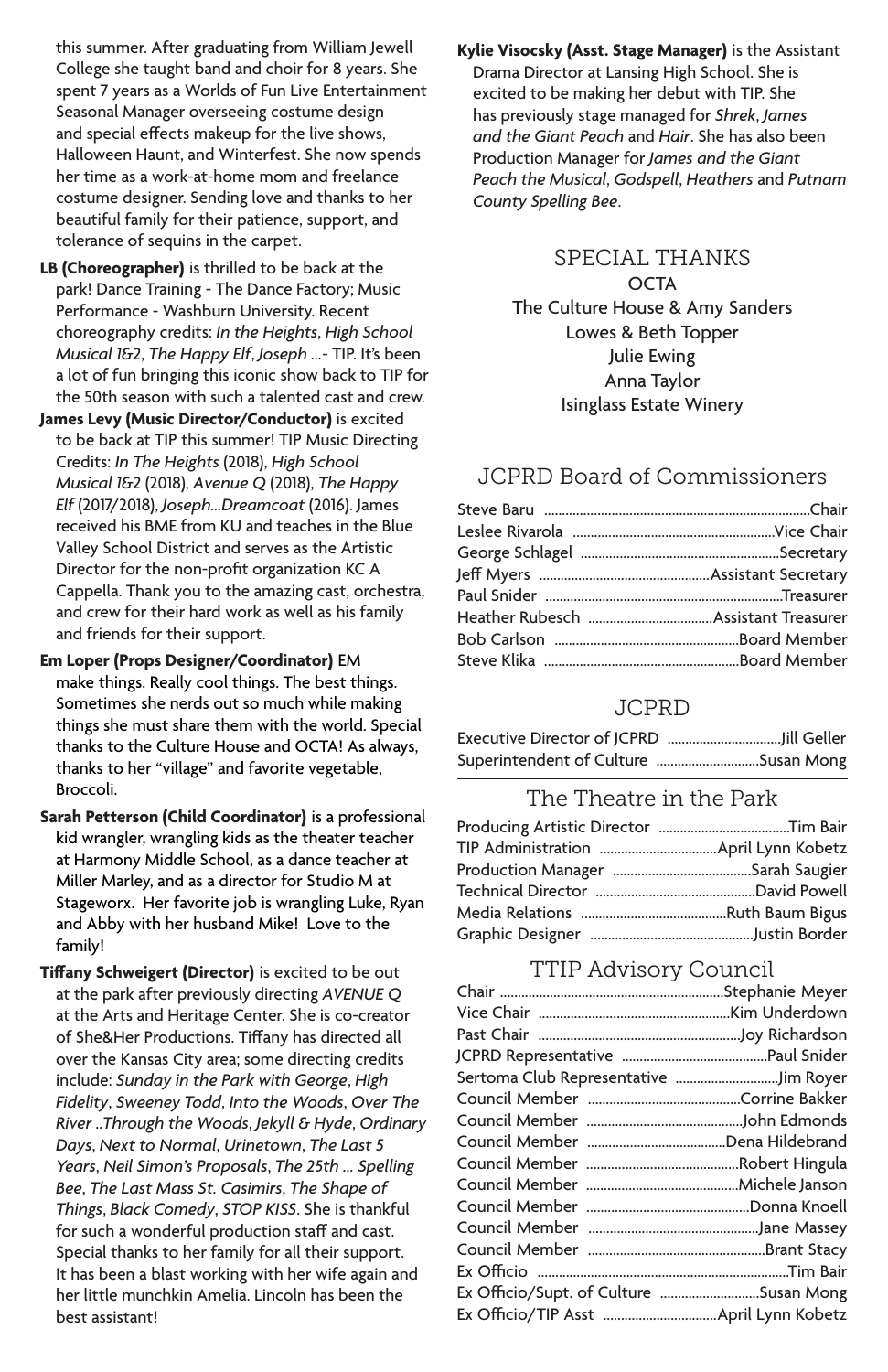this summer. After graduating from William Jewell College she taught band and choir for 8 years. She spent 7 years as a Worlds of Fun Live Entertainment Seasonal Manager overseeing costume design and special effects makeup for the live shows, Halloween Haunt, and Winterfest. She now spends her time as a work-at-home mom and freelance costume designer. Sending love and thanks to her beautiful family for their patience, support, and tolerance of sequins in the carpet.

**LB (Choreographer)** is thrilled to be back at the park! Dance Training - The Dance Factory; Music Performance - Washburn University. Recent choreography credits: *In the Heights*, *High School Musical 1&2*, *The Happy Elf*, *Joseph ...*- TIP. It's been a lot of fun bringing this iconic show back to TIP for the 50th season with such a talented cast and crew.

**James Levy (Music Director/Conductor)** is excited to be back at TIP this summer! TIP Music Directing Credits: *In The Heights* (2018), *High School Musical 1&2* (2018), *Avenue Q* (2018), *The Happy Elf* (2017/2018), *Joseph...Dreamcoat* (2016). James received his BME from KU and teaches in the Blue Valley School District and serves as the Artistic Director for the non-profit organization KC A Cappella. Thank you to the amazing cast, orchestra, and crew for their hard work as well as his family and friends for their support.

**Em Loper (Props Designer/Coordinator)** EM make things. Really cool things. The best things. Sometimes she nerds out so much while making things she must share them with the world. Special thanks to the Culture House and OCTA! As always, thanks to her "village" and favorite vegetable, Broccoli.

**Sarah Petterson (Child Coordinator)** is a professional kid wrangler, wrangling kids as the theater teacher at Harmony Middle School, as a dance teacher at Miller Marley, and as a director for Studio M at Stageworx. Her favorite job is wrangling Luke, Ryan and Abby with her husband Mike! Love to the family!

**Tiffany Schweigert (Director)** is excited to be out at the park after previously directing *AVENUE Q* at the Arts and Heritage Center. She is co-creator of She&Her Productions. Tiffany has directed all over the Kansas City area; some directing credits include: *Sunday in the Park with George*, *High Fidelity*, *Sweeney Todd*, *Into the Woods*, *Over The River ..Through the Woods*, *Jekyll & Hyde*, *Ordinary Days*, *Next to Normal*, *Urinetown*, *The Last 5 Years*, *Neil Simon's Proposals*, *The 25th ... Spelling Bee*, *The Last Mass St. Casimirs*, *The Shape of Things*, *Black Comedy*, *STOP KISS*. She is thankful for such a wonderful production staff and cast. Special thanks to her family for all their support. It has been a blast working with her wife again and her little munchkin Amelia. Lincoln has been the best assistant!

**Kylie Visocsky (Asst. Stage Manager)** is the Assistant Drama Director at Lansing High School. She is excited to be making her debut with TIP. She has previously stage managed for *Shrek*, *James and the Giant Peach* and *Hair*. She has also been Production Manager for *James and the Giant Peach the Musical*, *Godspell*, *Heathers* and *Putnam County Spelling Bee*.

## SPECIAL THANKS

OCTA
The Culture House & Amy Sanders
Lowes & Beth Topper
Julie Ewing
Anna Taylor
Isinglass Estate Winery

## JCPRD Board of Commissioners

| | |
|---|---|
| Steve Baru | Chair |
| Leslee Rivarola | Vice Chair |
| George Schlagel | Secretary |
| Jeff Myers | Assistant Secretary |
| Paul Snider | Treasurer |
| Heather Rubesch | Assistant Treasurer |
| Bob Carlson | Board Member |
| Steve Klika | Board Member |

## JCPRD

| | |
|---|---|
| Executive Director of JCPRD | Jill Geller |
| Superintendent of Culture | Susan Mong |

## The Theatre in the Park

| | |
|---|---|
| Producing Artistic Director | Tim Bair |
| TIP Administration | April Lynn Kobetz |
| Production Manager | Sarah Saugier |
| Technical Director | David Powell |
| Media Relations | Ruth Baum Bigus |
| Graphic Designer | Justin Border |

## TTIP Advisory Council

| | |
|---|---|
| Chair | Stephanie Meyer |
| Vice Chair | Kim Underdown |
| Past Chair | Joy Richardson |
| JCPRD Representative | Paul Snider |
| Sertoma Club Representative | Jim Royer |
| Council Member | Corrine Bakker |
| Council Member | John Edmonds |
| Council Member | Dena Hildebrand |
| Council Member | Robert Hingula |
| Council Member | Michele Janson |
| Council Member | Donna Knoell |
| Council Member | Jane Massey |
| Council Member | Brant Stacy |
| Ex Officio | Tim Bair |
| Ex Officio/Supt. of Culture | Susan Mong |
| Ex Officio/TIP Asst | April Lynn Kobetz |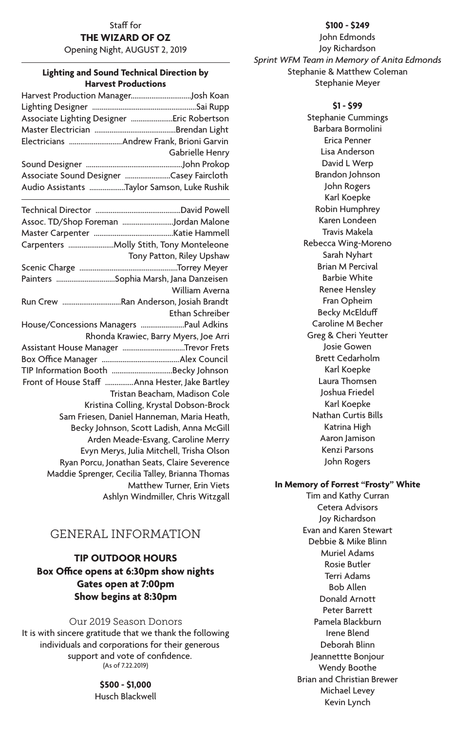Staff for

**THE WIZARD OF OZ**

Opening Night, AUGUST 2, 2019

---

**Lighting and Sound Technical Direction by Harvest Productions**

Harvest Production Manager................................Josh Koan
Lighting Designer ........................................................Sai Rupp
Associate Lighting Designer ......................Eric Robertson
Master Electrician ...........................................Brendan Light
Electricians ............................Andrew Frank, Brioni Garvin
Gabrielle Henry
Sound Designer ....................................................John Prokop
Associate Sound Designer ........................Casey Faircloth
Audio Assistants ..................Taylor Samson, Luke Rushik

---

Technical Director .............................................David Powell
Assoc. TD/Shop Foreman ...........................Jordan Malone
Master Carpenter ..........................................Katie Hammell
Carpenters ........................Molly Stith, Tony Monteleone
Tony Patton, Riley Upshaw
Scenic Charge ....................................................Torrey Meyer
Painters ...............................Sophia Marsh, Jana Danzeisen
William Averna
Run Crew ...............................Ran Anderson, Josiah Brandt
Ethan Schreiber
House/Concessions Managers .......................Paul Adkins
Rhonda Krawiec, Barry Myers, Joe Arri
Assistant House Manager .................................Trevor Frets
Box Office Manager .........................................Alex Council
TIP Information Booth ................................Becky Johnson
Front of House Staff ...............Anna Hester, Jake Bartley
Tristan Beacham, Madison Cole
Kristina Colling, Krystal Dobson-Brock
Sam Friesen, Daniel Hanneman, Maria Heath,
Becky Johnson, Scott Ladish, Anna McGill
Arden Meade-Esvang, Caroline Merry
Evyn Merys, Julia Mitchell, Trisha Olson
Ryan Porcu, Jonathan Seats, Claire Severence
Maddie Sprenger, Cecilia Talley, Brianna Thomas
Matthew Turner, Erin Viets
Ashlyn Windmiller, Chris Witzgall

## GENERAL INFORMATION

**TIP OUTDOOR HOURS**
**Box Office opens at 6:30pm show nights**
**Gates open at 7:00pm**
**Show begins at 8:30pm**

Our 2019 Season Donors

It is with sincere gratitude that we thank the following individuals and corporations for their generous support and vote of confidence.
(As of 7.22.2019)

**$500 - $1,000**

Husch Blackwell

**$100 - $249**

John Edmonds
Joy Richardson
*Sprint WFM Team in Memory of Anita Edmonds*
Stephanie & Matthew Coleman
Stephanie Meyer

**$1 - $99**

Stephanie Cummings
Barbara Bormolini
Erica Penner
Lisa Anderson
David L Werp
Brandon Johnson
John Rogers
Karl Koepke
Robin Humphrey
Karen Londeen
Travis Makela
Rebecca Wing-Moreno
Sarah Nyhart
Brian M Percival
Barbie White
Renee Hensley
Fran Opheim
Becky McElduff
Caroline M Becher
Greg & Cheri Yeutter
Josie Gowen
Brett Cedarholm
Karl Koepke
Laura Thomsen
Joshua Friedel
Karl Koepke
Nathan Curtis Bills
Katrina High
Aaron Jamison
Kenzi Parsons
John Rogers

**In Memory of Forrest "Frosty" White**

Tim and Kathy Curran
Cetera Advisors
Joy Richardson
Evan and Karen Stewart
Debbie & Mike Blinn
Muriel Adams
Rosie Butler
Terri Adams
Bob Allen
Donald Arnott
Peter Barrett
Pamela Blackburn
Irene Blend
Deborah Blinn
Jeannettte Bonjour
Wendy Boothe
Brian and Christian Brewer
Michael Levey
Kevin Lynch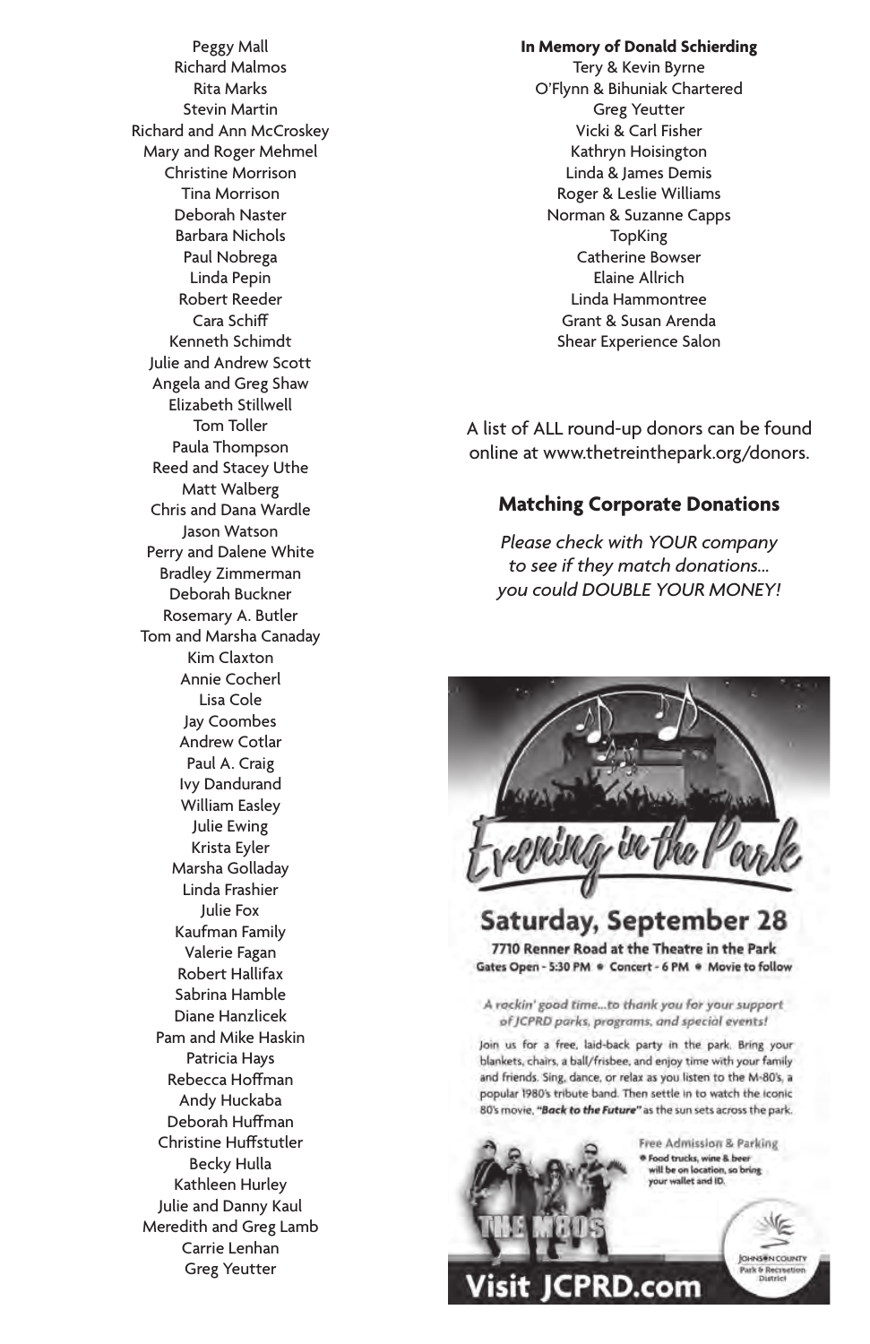Peggy Mall
Richard Malmos
Rita Marks
Stevin Martin
Richard and Ann McCroskey
Mary and Roger Mehmel
Christine Morrison
Tina Morrison
Deborah Naster
Barbara Nichols
Paul Nobrega
Linda Pepin
Robert Reeder
Cara Schiff
Kenneth Schimdt
Julie and Andrew Scott
Angela and Greg Shaw
Elizabeth Stillwell
Tom Toller
Paula Thompson
Reed and Stacey Uthe
Matt Walberg
Chris and Dana Wardle
Jason Watson
Perry and Dalene White
Bradley Zimmerman
Deborah Buckner
Rosemary A. Butler
Tom and Marsha Canaday
Kim Claxton
Annie Cocherl
Lisa Cole
Jay Coombes
Andrew Cotlar
Paul A. Craig
Ivy Dandurand
William Easley
Julie Ewing
Krista Eyler
Marsha Golladay
Linda Frashier
Julie Fox
Kaufman Family
Valerie Fagan
Robert Hallifax
Sabrina Hamble
Diane Hanzlicek
Pam and Mike Haskin
Patricia Hays
Rebecca Hoffman
Andy Huckaba
Deborah Huffman
Christine Huffstutler
Becky Hulla
Kathleen Hurley
Julie and Danny Kaul
Meredith and Greg Lamb
Carrie Lenhan
Greg Yeutter

**In Memory of Donald Schierding**

Tery & Kevin Byrne
O'Flynn & Bihuniak Chartered
Greg Yeutter
Vicki & Carl Fisher
Kathryn Hoisington
Linda & James Demis
Roger & Leslie Williams
Norman & Suzanne Capps
TopKing
Catherine Bowser
Elaine Allrich
Linda Hammontree
Grant & Susan Arenda
Shear Experience Salon

A list of ALL round-up donors can be found online at www.thetreinthepark.org/donors.

## Matching Corporate Donations

*Please check with YOUR company to see if they match donations... you could DOUBLE YOUR MONEY!*

Evening in the Park

## Saturday, September 28

**7710 Renner Road at the Theatre in the Park**

**Gates Open - 5:30 PM • Concert - 6 PM • Movie to follow**

*A rockin' good time...to thank you for your support of JCPRD parks, programs, and special events!*

Join us for a free, laid-back party in the park. Bring your blankets, chairs, a ball/frisbee, and enjoy time with your family and friends. Sing, dance, or relax as you listen to the M-80's, a popular 1980's tribute band. Then settle in to watch the iconic 80's movie, ***"Back to the Future"*** as the sun sets across the park.

Free Admission & Parking

- Food trucks, wine & beer will be on location, so bring your wallet and ID.

THE M80S

Johnson County Park & Recreation District

**Visit JCPRD.com**